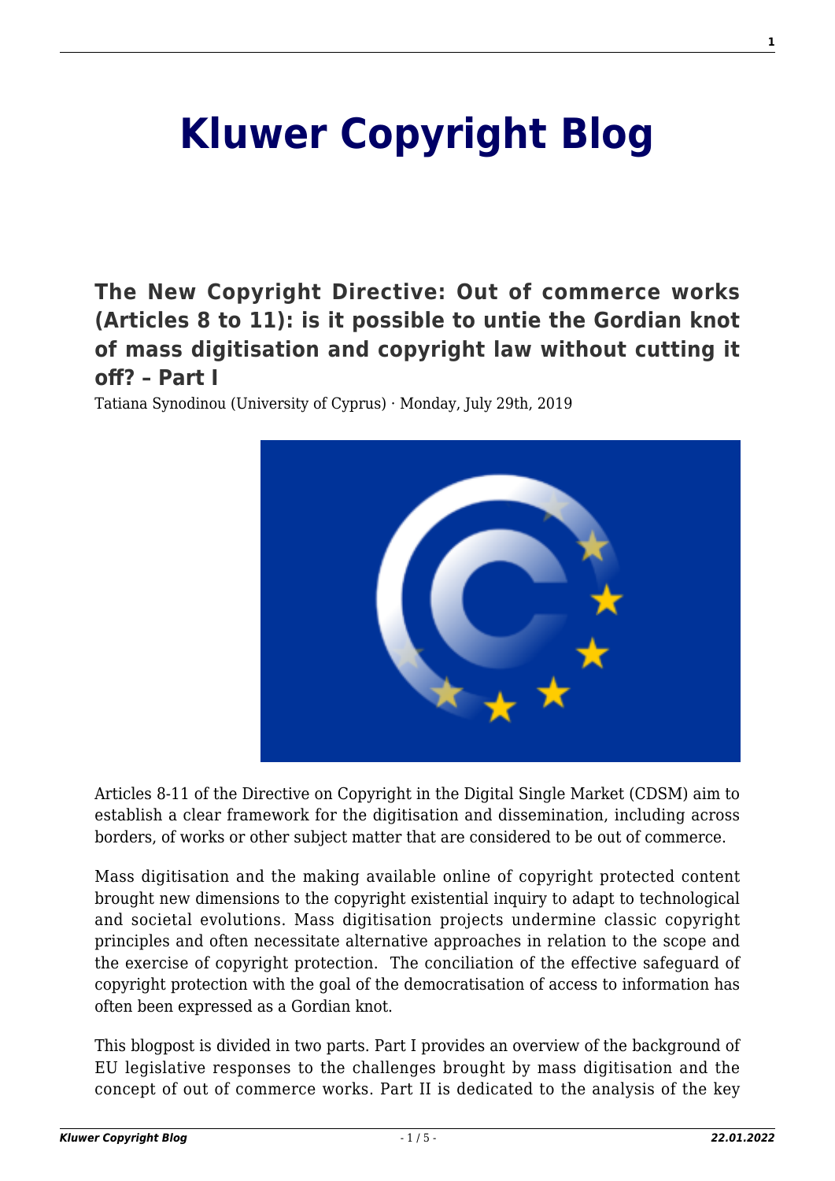# Kluwer Copyright Blog

## The New Copyright Directive: Out of commerce works (Articles 8 to 11): is it possible to untie the Gordian knot of mass digitisation and copyright law without cutting it off? – Part I

Tatiana Synodinou (University of Cyprus) · Monday, July 29th, 2019

Articles 8-11 of the Directive on Copyright in the Digital Single Market (CDSM) aim to establish a clear framework for the digitisation and dissemination, including across borders, of works or other subject matter that are considered to be out of commerce.

Mass digitisation and the making available online of copyright protected content brought new dimensions to the copyright existential inquiry to adapt to technological and societal evolutions. Mass digitisation projects undermine classic copyright principles and often necessitate alternative approaches in relation to the scope and the exercise of copyright protection. The conciliation of the effective safeguard of copyright protection with the goal of the democratisation of access to information has often been expressed as a Gordian knot.

This blogpost is divided in two parts. Part I provides an overview of the background of EU legislative responses to the challenges brought by mass digitisation and the concept of out of commerce works. Part II is dedicated to the analysis of the key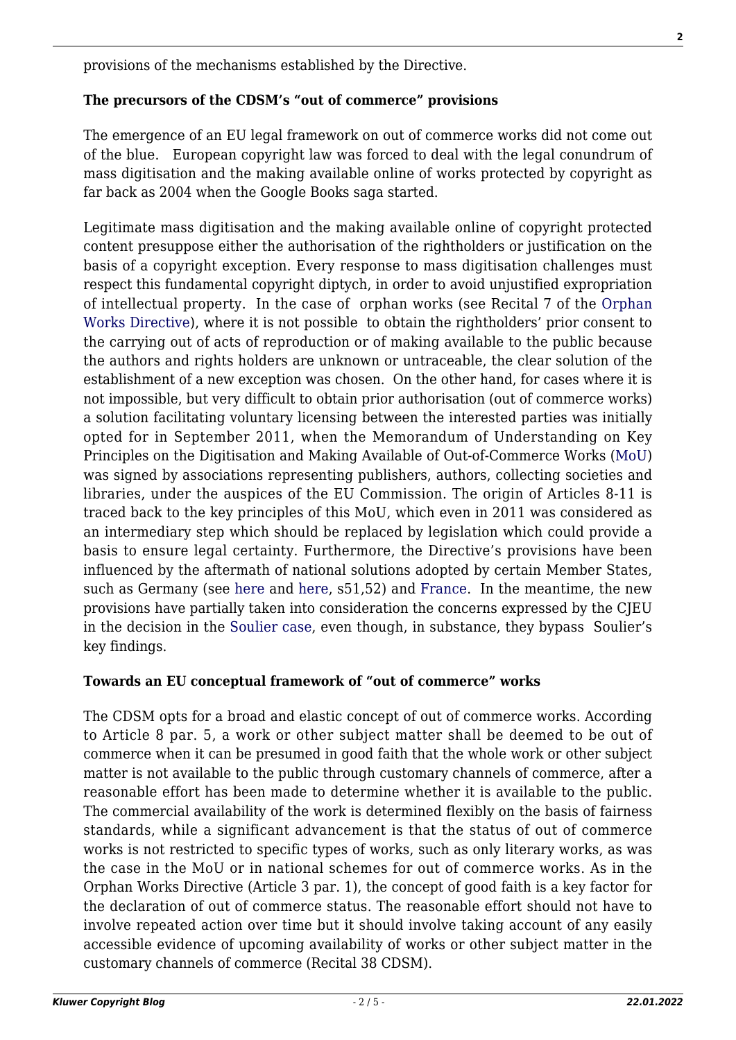provisions of the mechanisms established by the Directive.

**The precursors of the CDSM's "out of commerce" provisions**

The emergence of an EU legal framework on out of commerce works did not come out of the blue. European copyright law was forced to deal with the legal conundrum of mass digitisation and the making available online of works protected by copyright as far back as 2004 when the Google Books saga started.

Legitimate mass digitisation and the making available online of copyright protected content presuppose either the authorisation of the rightholders or justification on the basis of a copyright exception. Every response to mass digitisation challenges must respect this fundamental copyright diptych, in order to avoid unjustified expropriation of intellectual property. In the case of orphan works (see Recital 7 of the Orphan Works Directive), where it is not possible to obtain the rightholders' prior consent to the carrying out of acts of reproduction or of making available to the public because the authors and rights holders are unknown or untraceable, the clear solution of the establishment of a new exception was chosen. On the other hand, for cases where it is not impossible, but very difficult to obtain prior authorisation (out of commerce works) a solution facilitating voluntary licensing between the interested parties was initially opted for in September 2011, when the Memorandum of Understanding on Key Principles on the Digitisation and Making Available of Out-of-Commerce Works (MoU) was signed by associations representing publishers, authors, collecting societies and libraries, under the auspices of the EU Commission. The origin of Articles 8-11 is traced back to the key principles of this MoU, which even in 2011 was considered as an intermediary step which should be replaced by legislation which could provide a basis to ensure legal certainty. Furthermore, the Directive's provisions have been influenced by the aftermath of national solutions adopted by certain Member States, such as Germany (see here and here, s51,52) and France. In the meantime, the new provisions have partially taken into consideration the concerns expressed by the CJEU in the decision in the Soulier case, even though, in substance, they bypass Soulier's key findings.

**Towards an EU conceptual framework of "out of commerce" works**

The CDSM opts for a broad and elastic concept of out of commerce works. According to Article 8 par. 5, a work or other subject matter shall be deemed to be out of commerce when it can be presumed in good faith that the whole work or other subject matter is not available to the public through customary channels of commerce, after a reasonable effort has been made to determine whether it is available to the public. The commercial availability of the work is determined flexibly on the basis of fairness standards, while a significant advancement is that the status of out of commerce works is not restricted to specific types of works, such as only literary works, as was the case in the MoU or in national schemes for out of commerce works. As in the Orphan Works Directive (Article 3 par. 1), the concept of good faith is a key factor for the declaration of out of commerce status. The reasonable effort should not have to involve repeated action over time but it should involve taking account of any easily accessible evidence of upcoming availability of works or other subject matter in the customary channels of commerce (Recital 38 CDSM).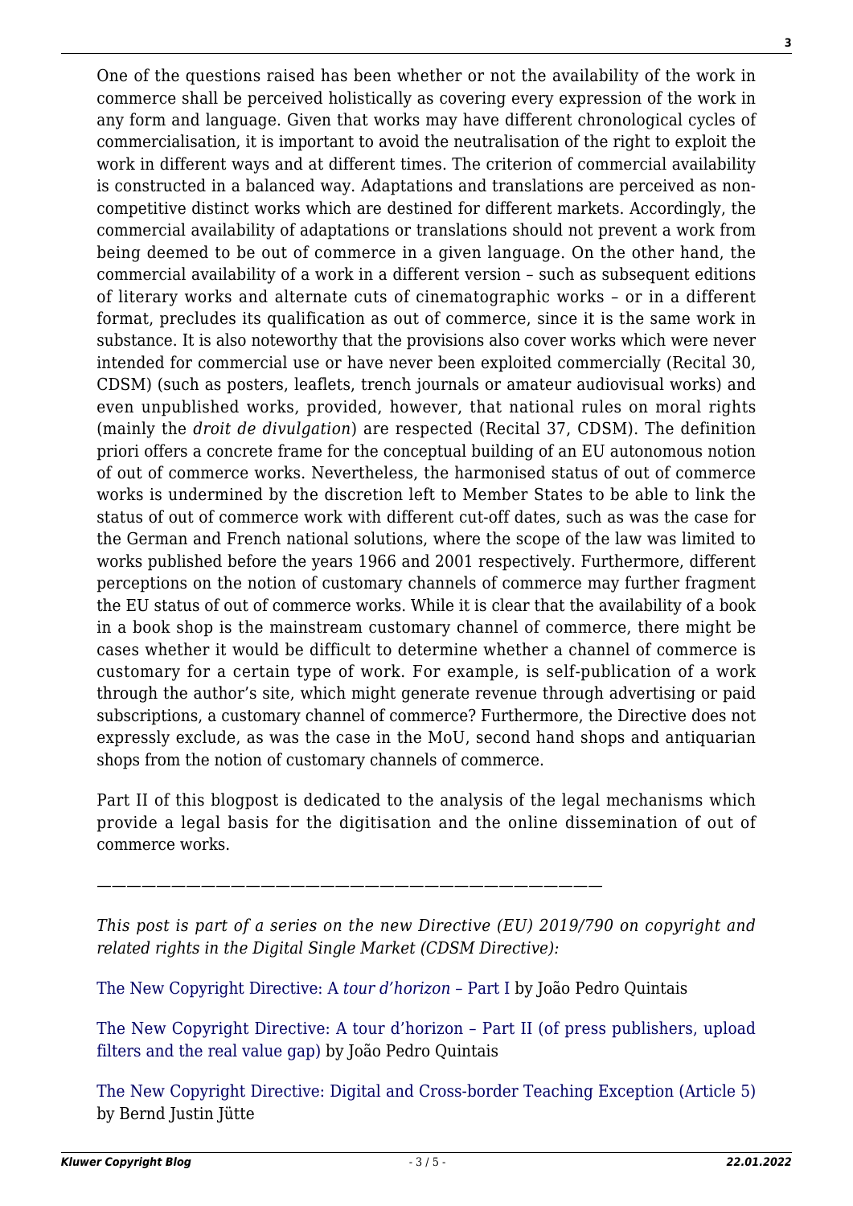One of the questions raised has been whether or not the availability of the work in commerce shall be perceived holistically as covering every expression of the work in any form and language. Given that works may have different chronological cycles of commercialisation, it is important to avoid the neutralisation of the right to exploit the work in different ways and at different times. The criterion of commercial availability is constructed in a balanced way. Adaptations and translations are perceived as non-competitive distinct works which are destined for different markets. Accordingly, the commercial availability of adaptations or translations should not prevent a work from being deemed to be out of commerce in a given language. On the other hand, the commercial availability of a work in a different version – such as subsequent editions of literary works and alternate cuts of cinematographic works – or in a different format, precludes its qualification as out of commerce, since it is the same work in substance. It is also noteworthy that the provisions also cover works which were never intended for commercial use or have never been exploited commercially (Recital 30, CDSM) (such as posters, leaflets, trench journals or amateur audiovisual works) and even unpublished works, provided, however, that national rules on moral rights (mainly the *droit de divulgation*) are respected (Recital 37, CDSM). The definition priori offers a concrete frame for the conceptual building of an EU autonomous notion of out of commerce works. Nevertheless, the harmonised status of out of commerce works is undermined by the discretion left to Member States to be able to link the status of out of commerce work with different cut-off dates, such as was the case for the German and French national solutions, where the scope of the law was limited to works published before the years 1966 and 2001 respectively. Furthermore, different perceptions on the notion of customary channels of commerce may further fragment the EU status of out of commerce works. While it is clear that the availability of a book in a book shop is the mainstream customary channel of commerce, there might be cases whether it would be difficult to determine whether a channel of commerce is customary for a certain type of work. For example, is self-publication of a work through the author's site, which might generate revenue through advertising or paid subscriptions, a customary channel of commerce? Furthermore, the Directive does not expressly exclude, as was the case in the MoU, second hand shops and antiquarian shops from the notion of customary channels of commerce.

Part II of this blogpost is dedicated to the analysis of the legal mechanisms which provide a legal basis for the digitisation and the online dissemination of out of commerce works.

————————————————————————————————

*This post is part of a series on the new Directive (EU) 2019/790 on copyright and related rights in the Digital Single Market (CDSM Directive):*

The New Copyright Directive: A *tour d'horizon* – Part I by João Pedro Quintais

The New Copyright Directive: A tour d'horizon – Part II (of press publishers, upload filters and the real value gap) by João Pedro Quintais

The New Copyright Directive: Digital and Cross-border Teaching Exception (Article 5) by Bernd Justin Jütte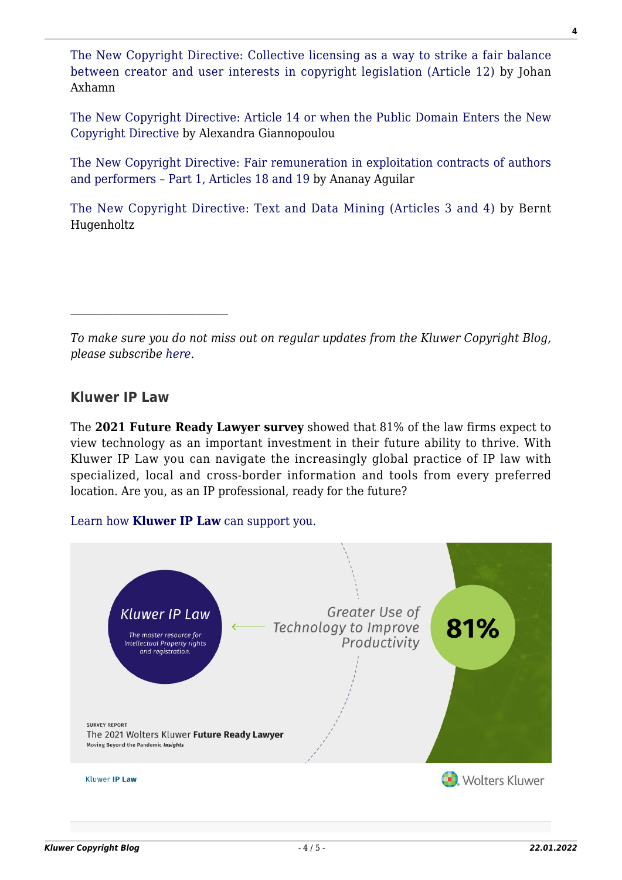The New Copyright Directive: Collective licensing as a way to strike a fair balance between creator and user interests in copyright legislation (Article 12) by Johan Axhamn

The New Copyright Directive: Article 14 or when the Public Domain Enters the New Copyright Directive by Alexandra Giannopoulou

The New Copyright Directive: Fair remuneration in exploitation contracts of authors and performers – Part 1, Articles 18 and 19 by Ananay Aguilar

The New Copyright Directive: Text and Data Mining (Articles 3 and 4) by Bernt Hugenholtz

---

*To make sure you do not miss out on regular updates from the Kluwer Copyright Blog, please subscribe here.*

### Kluwer IP Law

The **2021 Future Ready Lawyer survey** showed that 81% of the law firms expect to view technology as an important investment in their future ability to thrive. With Kluwer IP Law you can navigate the increasingly global practice of IP law with specialized, local and cross-border information and tools from every preferred location. Are you, as an IP professional, ready for the future?

Learn how **Kluwer IP Law** can support you.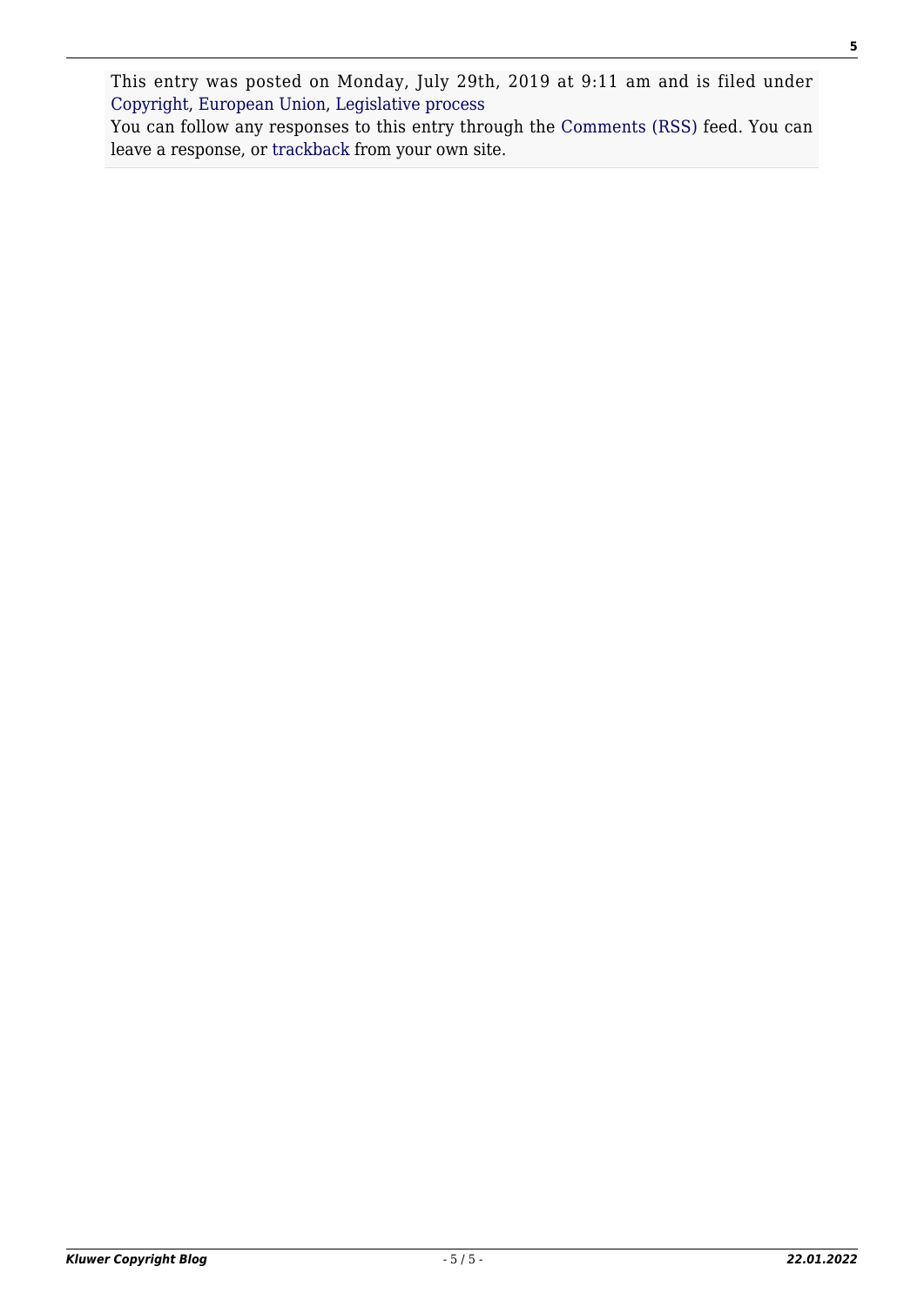This entry was posted on Monday, July 29th, 2019 at 9:11 am and is filed under Copyright, European Union, Legislative process
You can follow any responses to this entry through the Comments (RSS) feed. You can leave a response, or trackback from your own site.